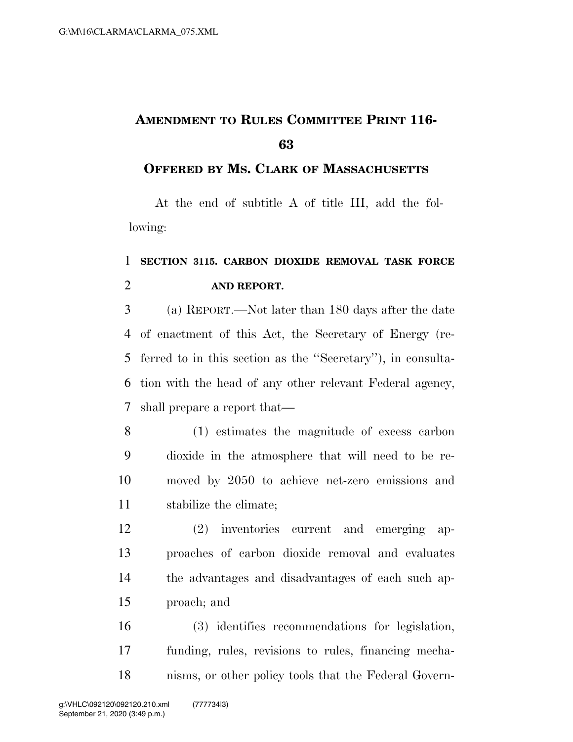# AMENDMENT TO RULES COMMITTEE PRINT 116-63

## OFFERED BY MS. CLARK OF MASSACHUSETTS

At the end of subtitle A of title III, add the following:

**SECTION 3115. CARBON DIOXIDE REMOVAL TASK FORCE AND REPORT.**

(a) REPORT.—Not later than 180 days after the date of enactment of this Act, the Secretary of Energy (referred to in this section as the ''Secretary''), in consultation with the head of any other relevant Federal agency, shall prepare a report that—

(1) estimates the magnitude of excess carbon dioxide in the atmosphere that will need to be removed by 2050 to achieve net-zero emissions and stabilize the climate;

(2) inventories current and emerging approaches of carbon dioxide removal and evaluates the advantages and disadvantages of each such approach; and

(3) identifies recommendations for legislation, funding, rules, revisions to rules, financing mechanisms, or other policy tools that the Federal Govern-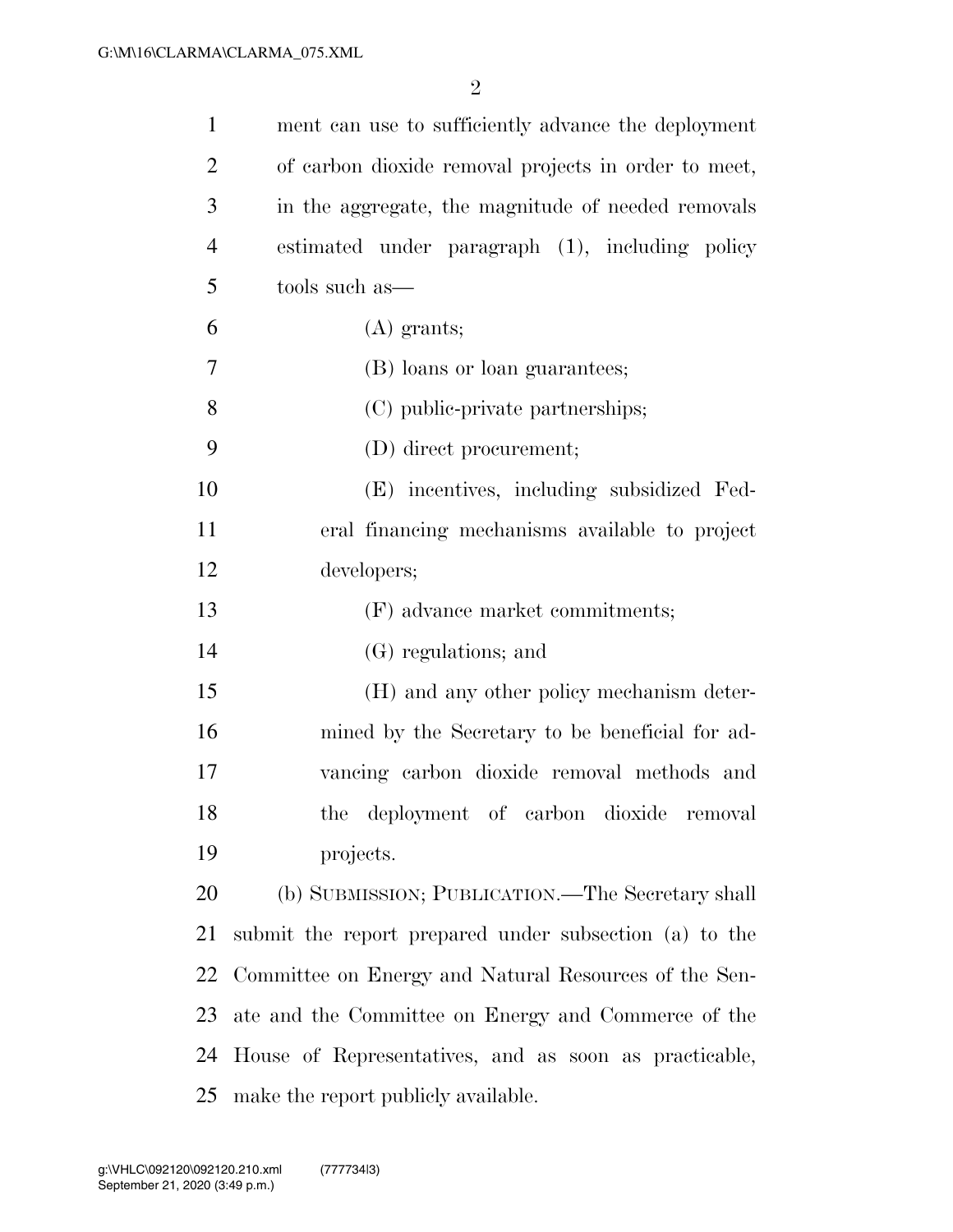ment can use to sufficiently advance the deployment of carbon dioxide removal projects in order to meet, in the aggregate, the magnitude of needed removals estimated under paragraph (1), including policy tools such as—

(A) grants;

(B) loans or loan guarantees;

(C) public-private partnerships;

(D) direct procurement;

(E) incentives, including subsidized Federal financing mechanisms available to project developers;

(F) advance market commitments;

(G) regulations; and

(H) and any other policy mechanism determined by the Secretary to be beneficial for advancing carbon dioxide removal methods and the deployment of carbon dioxide removal projects.

(b) SUBMISSION; PUBLICATION.—The Secretary shall submit the report prepared under subsection (a) to the Committee on Energy and Natural Resources of the Senate and the Committee on Energy and Commerce of the House of Representatives, and as soon as practicable, make the report publicly available.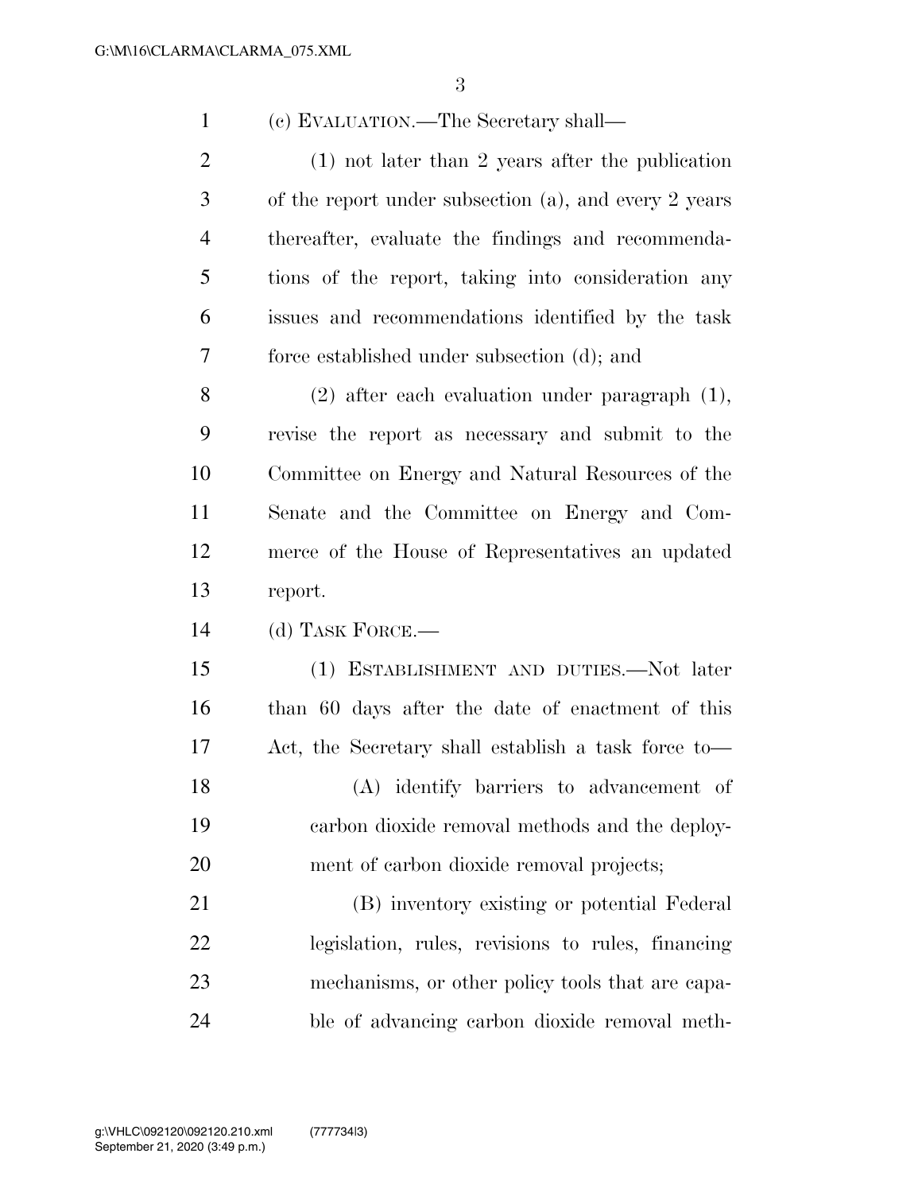(c) EVALUATION.—The Secretary shall—

(1) not later than 2 years after the publication of the report under subsection (a), and every 2 years thereafter, evaluate the findings and recommendations of the report, taking into consideration any issues and recommendations identified by the task force established under subsection (d); and

(2) after each evaluation under paragraph (1), revise the report as necessary and submit to the Committee on Energy and Natural Resources of the Senate and the Committee on Energy and Commerce of the House of Representatives an updated report.

(d) TASK FORCE.—

(1) ESTABLISHMENT AND DUTIES.—Not later than 60 days after the date of enactment of this Act, the Secretary shall establish a task force to—

(A) identify barriers to advancement of carbon dioxide removal methods and the deployment of carbon dioxide removal projects;

(B) inventory existing or potential Federal legislation, rules, revisions to rules, financing mechanisms, or other policy tools that are capable of advancing carbon dioxide removal meth-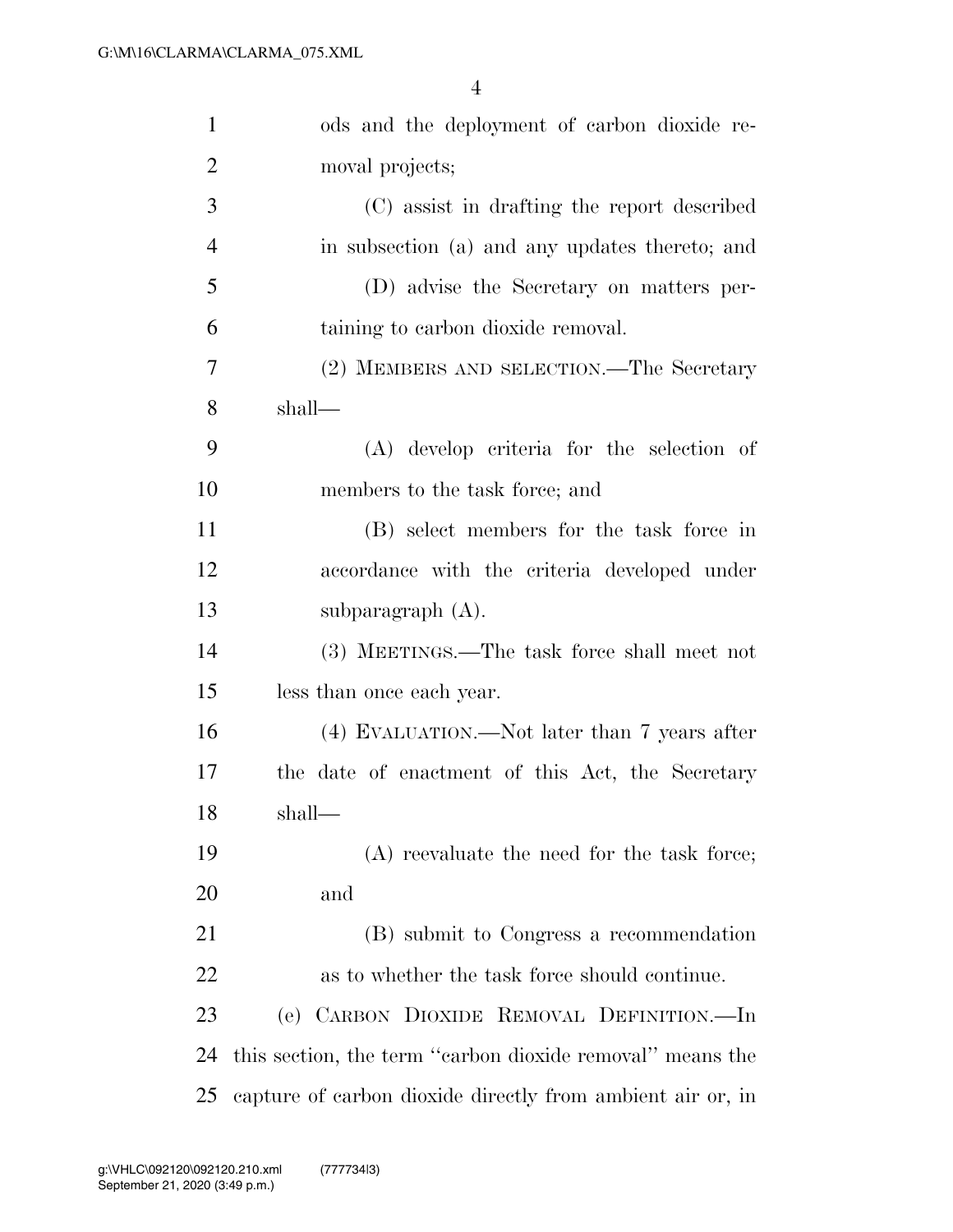ods and the deployment of carbon dioxide removal projects;

(C) assist in drafting the report described in subsection (a) and any updates thereto; and

(D) advise the Secretary on matters pertaining to carbon dioxide removal.

(2) MEMBERS AND SELECTION.—The Secretary shall—

(A) develop criteria for the selection of members to the task force; and

(B) select members for the task force in accordance with the criteria developed under subparagraph (A).

(3) MEETINGS.—The task force shall meet not less than once each year.

(4) EVALUATION.—Not later than 7 years after the date of enactment of this Act, the Secretary shall—

(A) reevaluate the need for the task force; and

(B) submit to Congress a recommendation as to whether the task force should continue.

(e) CARBON DIOXIDE REMOVAL DEFINITION.—In this section, the term ''carbon dioxide removal'' means the capture of carbon dioxide directly from ambient air or, in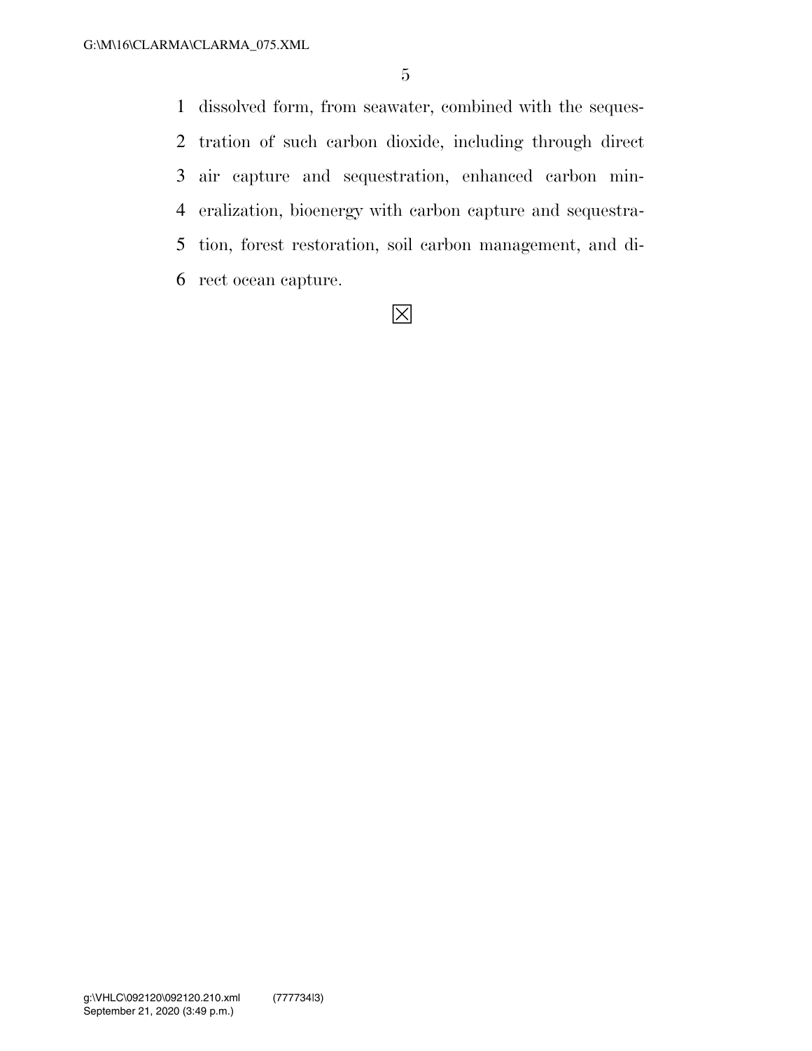dissolved form, from seawater, combined with the sequestration of such carbon dioxide, including through direct air capture and sequestration, enhanced carbon mineralization, bioenergy with carbon capture and sequestration, forest restoration, soil carbon management, and direct ocean capture.